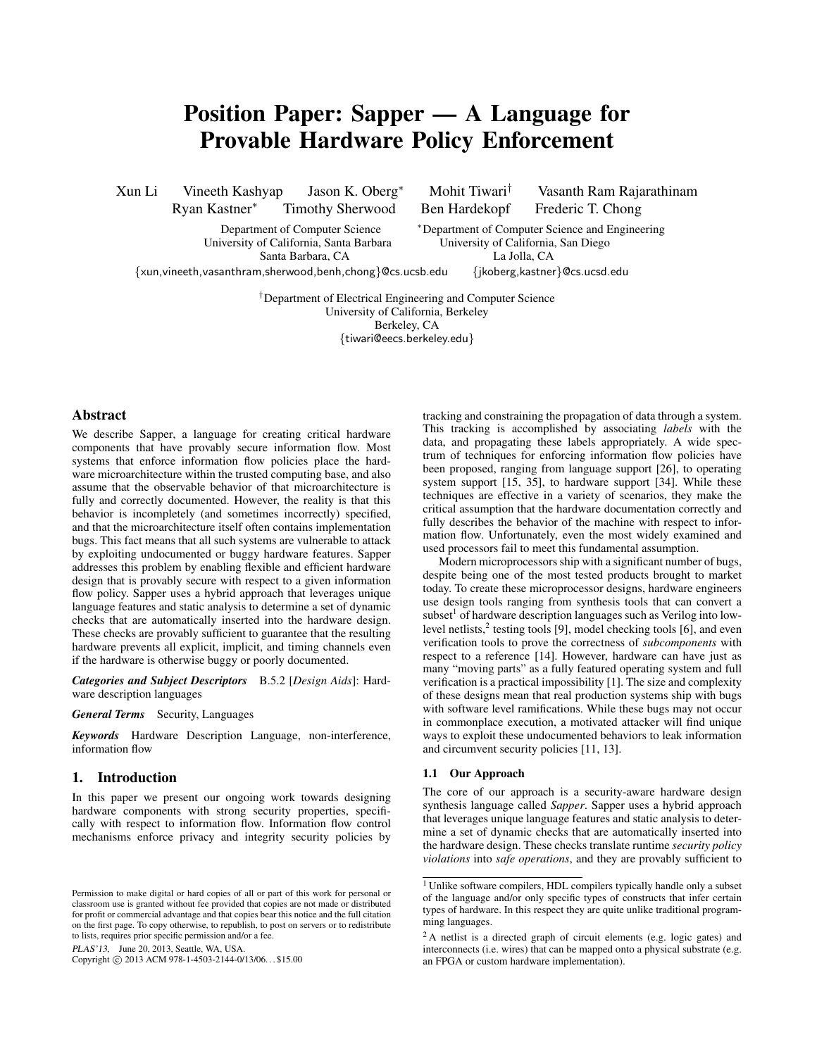# Position Paper: Sapper — A Language for Provable Hardware Policy Enforcement

Xun Li Vineeth Kashyap Jason K. Oberg* Mohit Tiwari† Vasanth Ram Rajarathinam Ryan Kastner* Timothy Sherwood Ben Hardekopf Frederic T. Chong

Department of Computer Science
University of California, Santa Barbara
Santa Barbara, CA
{xun,vineeth,vasanthram,sherwood,benh,chong}@cs.ucsb.edu

*Department of Computer Science and Engineering
University of California, San Diego
La Jolla, CA
{jkoberg,kastner}@cs.ucsd.edu

†Department of Electrical Engineering and Computer Science
University of California, Berkeley
Berkeley, CA
{tiwari@eecs.berkeley.edu}

## Abstract

We describe Sapper, a language for creating critical hardware components that have provably secure information flow. Most systems that enforce information flow policies place the hardware microarchitecture within the trusted computing base, and also assume that the observable behavior of that microarchitecture is fully and correctly documented. However, the reality is that this behavior is incompletely (and sometimes incorrectly) specified, and that the microarchitecture itself often contains implementation bugs. This fact means that all such systems are vulnerable to attack by exploiting undocumented or buggy hardware features. Sapper addresses this problem by enabling flexible and efficient hardware design that is provably secure with respect to a given information flow policy. Sapper uses a hybrid approach that leverages unique language features and static analysis to determine a set of dynamic checks that are automatically inserted into the hardware design. These checks are provably sufficient to guarantee that the resulting hardware prevents all explicit, implicit, and timing channels even if the hardware is otherwise buggy or poorly documented.

***Categories and Subject Descriptors*** B.5.2 [*Design Aids*]: Hardware description languages

***General Terms*** Security, Languages

***Keywords*** Hardware Description Language, non-interference, information flow

## 1. Introduction

In this paper we present our ongoing work towards designing hardware components with strong security properties, specifically with respect to information flow. Information flow control mechanisms enforce privacy and integrity security policies by tracking and constraining the propagation of data through a system. This tracking is accomplished by associating *labels* with the data, and propagating these labels appropriately. A wide spectrum of techniques for enforcing information flow policies have been proposed, ranging from language support [26], to operating system support [15, 35], to hardware support [34]. While these techniques are effective in a variety of scenarios, they make the critical assumption that the hardware documentation correctly and fully describes the behavior of the machine with respect to information flow. Unfortunately, even the most widely examined and used processors fail to meet this fundamental assumption.

Modern microprocessors ship with a significant number of bugs, despite being one of the most tested products brought to market today. To create these microprocessor designs, hardware engineers use design tools ranging from synthesis tools that can convert a subset[1] of hardware description languages such as Verilog into low-level netlists,[2] testing tools [9], model checking tools [6], and even verification tools to prove the correctness of *subcomponents* with respect to a reference [14]. However, hardware can have just as many "moving parts" as a fully featured operating system and full verification is a practical impossibility [1]. The size and complexity of these designs mean that real production systems ship with bugs with software level ramifications. While these bugs may not occur in commonplace execution, a motivated attacker will find unique ways to exploit these undocumented behaviors to leak information and circumvent security policies [11, 13].

### 1.1 Our Approach

The core of our approach is a security-aware hardware design synthesis language called *Sapper*. Sapper uses a hybrid approach that leverages unique language features and static analysis to determine a set of dynamic checks that are automatically inserted into the hardware design. These checks translate runtime *security policy violations* into *safe operations*, and they are provably sufficient to

[1] Unlike software compilers, HDL compilers typically handle only a subset of the language and/or only specific types of constructs that infer certain types of hardware. In this respect they are quite unlike traditional programming languages.

[2] A netlist is a directed graph of circuit elements (e.g. logic gates) and interconnects (i.e. wires) that can be mapped onto a physical substrate (e.g. an FPGA or custom hardware implementation).

Permission to make digital or hard copies of all or part of this work for personal or classroom use is granted without fee provided that copies are not made or distributed for profit or commercial advantage and that copies bear this notice and the full citation on the first page. To copy otherwise, to republish, to post on servers or to redistribute to lists, requires prior specific permission and/or a fee.

PLAS'13, June 20, 2013, Seattle, WA, USA.
Copyright © 2013 ACM 978-1-4503-2144-0/13/06... $15.00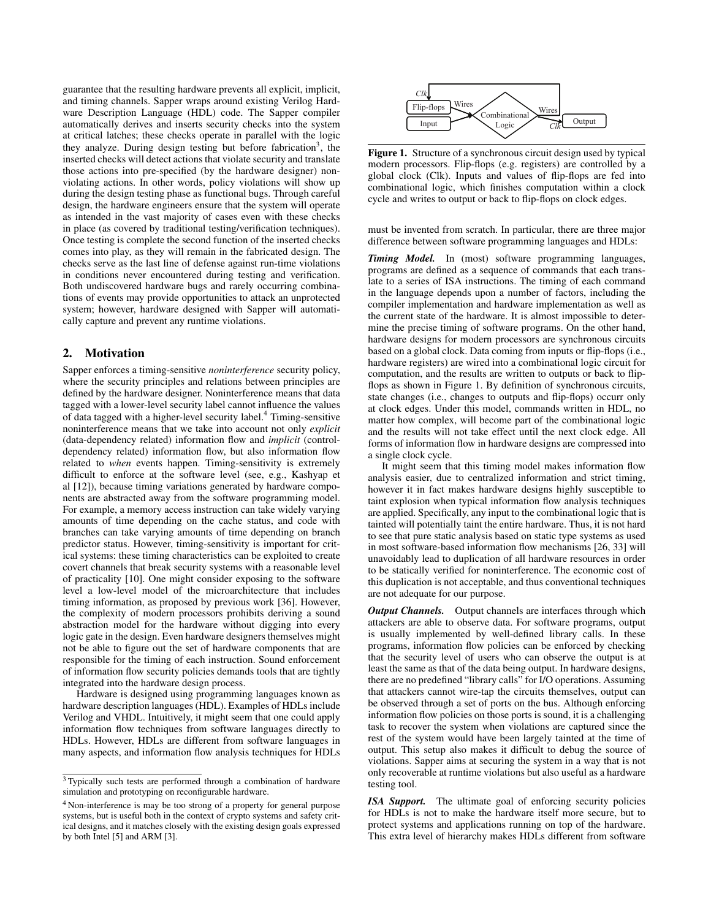guarantee that the resulting hardware prevents all explicit, implicit, and timing channels. Sapper wraps around existing Verilog Hardware Description Language (HDL) code. The Sapper compiler automatically derives and inserts security checks into the system at critical latches; these checks operate in parallel with the logic they analyze. During design testing but before fabrication[3], the inserted checks will detect actions that violate security and translate those actions into pre-specified (by the hardware designer) non-violating actions. In other words, policy violations will show up during the design testing phase as functional bugs. Through careful design, the hardware engineers ensure that the system will operate as intended in the vast majority of cases even with these checks in place (as covered by traditional testing/verification techniques). Once testing is complete the second function of the inserted checks comes into play, as they will remain in the fabricated design. The checks serve as the last line of defense against run-time violations in conditions never encountered during testing and verification. Both undiscovered hardware bugs and rarely occurring combinations of events may provide opportunities to attack an unprotected system; however, hardware designed with Sapper will automatically capture and prevent any runtime violations.

## 2. Motivation

Sapper enforces a timing-sensitive *noninterference* security policy, where the security principles and relations between principles are defined by the hardware designer. Noninterference means that data tagged with a lower-level security label cannot influence the values of data tagged with a higher-level security label.[4] Timing-sensitive noninterference means that we take into account not only *explicit* (data-dependency related) information flow and *implicit* (control-dependency related) information flow, but also information flow related to *when* events happen. Timing-sensitivity is extremely difficult to enforce at the software level (see, e.g., Kashyap et al [12]), because timing variations generated by hardware components are abstracted away from the software programming model. For example, a memory access instruction can take widely varying amounts of time depending on the cache status, and code with branches can take varying amounts of time depending on branch predictor status. However, timing-sensitivity is important for critical systems: these timing characteristics can be exploited to create covert channels that break security systems with a reasonable level of practicality [10]. One might consider exposing to the software level a low-level model of the microarchitecture that includes timing information, as proposed by previous work [36]. However, the complexity of modern processors prohibits deriving a sound abstraction model for the hardware without digging into every logic gate in the design. Even hardware designers themselves might not be able to figure out the set of hardware components that are responsible for the timing of each instruction. Sound enforcement of information flow security policies demands tools that are tightly integrated into the hardware design process.

Hardware is designed using programming languages known as hardware description languages (HDL). Examples of HDLs include Verilog and VHDL. Intuitively, it might seem that one could apply information flow techniques from software languages directly to HDLs. However, HDLs are different from software languages in many aspects, and information flow analysis techniques for HDLs must be invented from scratch. In particular, there are three major difference between software programming languages and HDLs:

**Figure 1.** Structure of a synchronous circuit design used by typical modern processors. Flip-flops (e.g. registers) are controlled by a global clock (Clk). Inputs and values of flip-flops are fed into combinational logic, which finishes computation within a clock cycle and writes to output or back to flip-flops on clock edges.

***Timing Model.*** In (most) software programming languages, programs are defined as a sequence of commands that each translate to a series of ISA instructions. The timing of each command in the language depends upon a number of factors, including the compiler implementation and hardware implementation as well as the current state of the hardware. It is almost impossible to determine the precise timing of software programs. On the other hand, hardware designs for modern processors are synchronous circuits based on a global clock. Data coming from inputs or flip-flops (i.e., hardware registers) are wired into a combinational logic circuit for computation, and the results are written to outputs or back to flip-flops as shown in Figure 1. By definition of synchronous circuits, state changes (i.e., changes to outputs and flip-flops) occurr only at clock edges. Under this model, commands written in HDL, no matter how complex, will become part of the combinational logic and the results will not take effect until the next clock edge. All forms of information flow in hardware designs are compressed into a single clock cycle.

It might seem that this timing model makes information flow analysis easier, due to centralized information and strict timing, however it in fact makes hardware designs highly susceptible to taint explosion when typical information flow analysis techniques are applied. Specifically, any input to the combinational logic that is tainted will potentially taint the entire hardware. Thus, it is not hard to see that pure static analysis based on static type systems as used in most software-based information flow mechanisms [26, 33] will unavoidably lead to duplication of all hardware resources in order to be statically verified for noninterference. The economic cost of this duplication is not acceptable, and thus conventional techniques are not adequate for our purpose.

***Output Channels.*** Output channels are interfaces through which attackers are able to observe data. For software programs, output is usually implemented by well-defined library calls. In these programs, information flow policies can be enforced by checking that the security level of users who can observe the output is at least the same as that of the data being output. In hardware designs, there are no predefined "library calls" for I/O operations. Assuming that attackers cannot wire-tap the circuits themselves, output can be observed through a set of ports on the bus. Although enforcing information flow policies on those ports is sound, it is a challenging task to recover the system when violations are captured since the rest of the system would have been largely tainted at the time of output. This setup also makes it difficult to debug the source of violations. Sapper aims at securing the system in a way that is not only recoverable at runtime violations but also useful as a hardware testing tool.

***ISA Support.*** The ultimate goal of enforcing security policies for HDLs is not to make the hardware itself more secure, but to protect systems and applications running on top of the hardware. This extra level of hierarchy makes HDLs different from software

[3] Typically such tests are performed through a combination of hardware simulation and prototyping on reconfigurable hardware.

[4] Non-interference is may be too strong of a property for general purpose systems, but is useful both in the context of crypto systems and safety critical designs, and it matches closely with the existing design goals expressed by both Intel [5] and ARM [3].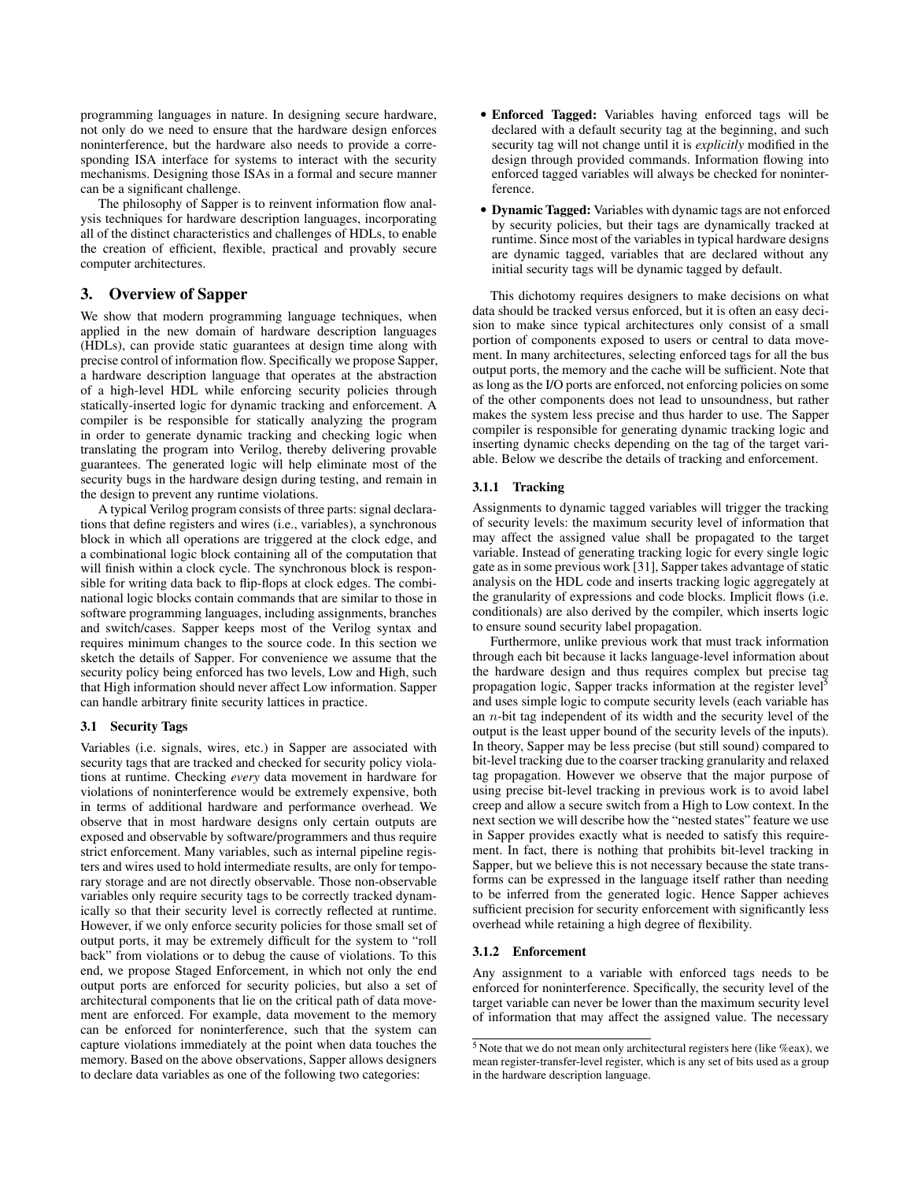programming languages in nature. In designing secure hardware, not only do we need to ensure that the hardware design enforces noninterference, but the hardware also needs to provide a corresponding ISA interface for systems to interact with the security mechanisms. Designing those ISAs in a formal and secure manner can be a significant challenge.

The philosophy of Sapper is to reinvent information flow analysis techniques for hardware description languages, incorporating all of the distinct characteristics and challenges of HDLs, to enable the creation of efficient, flexible, practical and provably secure computer architectures.

## 3. Overview of Sapper

We show that modern programming language techniques, when applied in the new domain of hardware description languages (HDLs), can provide static guarantees at design time along with precise control of information flow. Specifically we propose Sapper, a hardware description language that operates at the abstraction of a high-level HDL while enforcing security policies through statically-inserted logic for dynamic tracking and enforcement. A compiler is be responsible for statically analyzing the program in order to generate dynamic tracking and checking logic when translating the program into Verilog, thereby delivering provable guarantees. The generated logic will help eliminate most of the security bugs in the hardware design during testing, and remain in the design to prevent any runtime violations.

A typical Verilog program consists of three parts: signal declarations that define registers and wires (i.e., variables), a synchronous block in which all operations are triggered at the clock edge, and a combinational logic block containing all of the computation that will finish within a clock cycle. The synchronous block is responsible for writing data back to flip-flops at clock edges. The combinational logic blocks contain commands that are similar to those in software programming languages, including assignments, branches and switch/cases. Sapper keeps most of the Verilog syntax and requires minimum changes to the source code. In this section we sketch the details of Sapper. For convenience we assume that the security policy being enforced has two levels, Low and High, such that High information should never affect Low information. Sapper can handle arbitrary finite security lattices in practice.

### 3.1 Security Tags

Variables (i.e. signals, wires, etc.) in Sapper are associated with security tags that are tracked and checked for security policy violations at runtime. Checking *every* data movement in hardware for violations of noninterference would be extremely expensive, both in terms of additional hardware and performance overhead. We observe that in most hardware designs only certain outputs are exposed and observable by software/programmers and thus require strict enforcement. Many variables, such as internal pipeline registers and wires used to hold intermediate results, are only for temporary storage and are not directly observable. Those non-observable variables only require security tags to be correctly tracked dynamically so that their security level is correctly reflected at runtime. However, if we only enforce security policies for those small set of output ports, it may be extremely difficult for the system to "roll back" from violations or to debug the cause of violations. To this end, we propose Staged Enforcement, in which not only the end output ports are enforced for security policies, but also a set of architectural components that lie on the critical path of data movement are enforced. For example, data movement to the memory can be enforced for noninterference, such that the system can capture violations immediately at the point when data touches the memory. Based on the above observations, Sapper allows designers to declare data variables as one of the following two categories:

- **Enforced Tagged:** Variables having enforced tags will be declared with a default security tag at the beginning, and such security tag will not change until it is *explicitly* modified in the design through provided commands. Information flowing into enforced tagged variables will always be checked for noninterference.
- **Dynamic Tagged:** Variables with dynamic tags are not enforced by security policies, but their tags are dynamically tracked at runtime. Since most of the variables in typical hardware designs are dynamic tagged, variables that are declared without any initial security tags will be dynamic tagged by default.

This dichotomy requires designers to make decisions on what data should be tracked versus enforced, but it is often an easy decision to make since typical architectures only consist of a small portion of components exposed to users or central to data movement. In many architectures, selecting enforced tags for all the bus output ports, the memory and the cache will be sufficient. Note that as long as the I/O ports are enforced, not enforcing policies on some of the other components does not lead to unsoundness, but rather makes the system less precise and thus harder to use. The Sapper compiler is responsible for generating dynamic tracking logic and inserting dynamic checks depending on the tag of the target variable. Below we describe the details of tracking and enforcement.

#### 3.1.1 Tracking

Assignments to dynamic tagged variables will trigger the tracking of security levels: the maximum security level of information that may affect the assigned value shall be propagated to the target variable. Instead of generating tracking logic for every single logic gate as in some previous work [31], Sapper takes advantage of static analysis on the HDL code and inserts tracking logic aggregately at the granularity of expressions and code blocks. Implicit flows (i.e. conditionals) are also derived by the compiler, which inserts logic to ensure sound security label propagation.

Furthermore, unlike previous work that must track information through each bit because it lacks language-level information about the hardware design and thus requires complex but precise tag propagation logic, Sapper tracks information at the register level[5] and uses simple logic to compute security levels (each variable has an $n$-bit tag independent of its width and the security level of the output is the least upper bound of the security levels of the inputs). In theory, Sapper may be less precise (but still sound) compared to bit-level tracking due to the coarser tracking granularity and relaxed tag propagation. However we observe that the major purpose of using precise bit-level tracking in previous work is to avoid label creep and allow a secure switch from a High to Low context. In the next section we will describe how the "nested states" feature we use in Sapper provides exactly what is needed to satisfy this requirement. In fact, there is nothing that prohibits bit-level tracking in Sapper, but we believe this is not necessary because the state transforms can be expressed in the language itself rather than needing to be inferred from the generated logic. Hence Sapper achieves sufficient precision for security enforcement with significantly less overhead while retaining a high degree of flexibility.

#### 3.1.2 Enforcement

Any assignment to a variable with enforced tags needs to be enforced for noninterference. Specifically, the security level of the target variable can never be lower than the maximum security level of information that may affect the assigned value. The necessary

[5] Note that we do not mean only architectural registers here (like %eax), we mean register-transfer-level register, which is any set of bits used as a group in the hardware description language.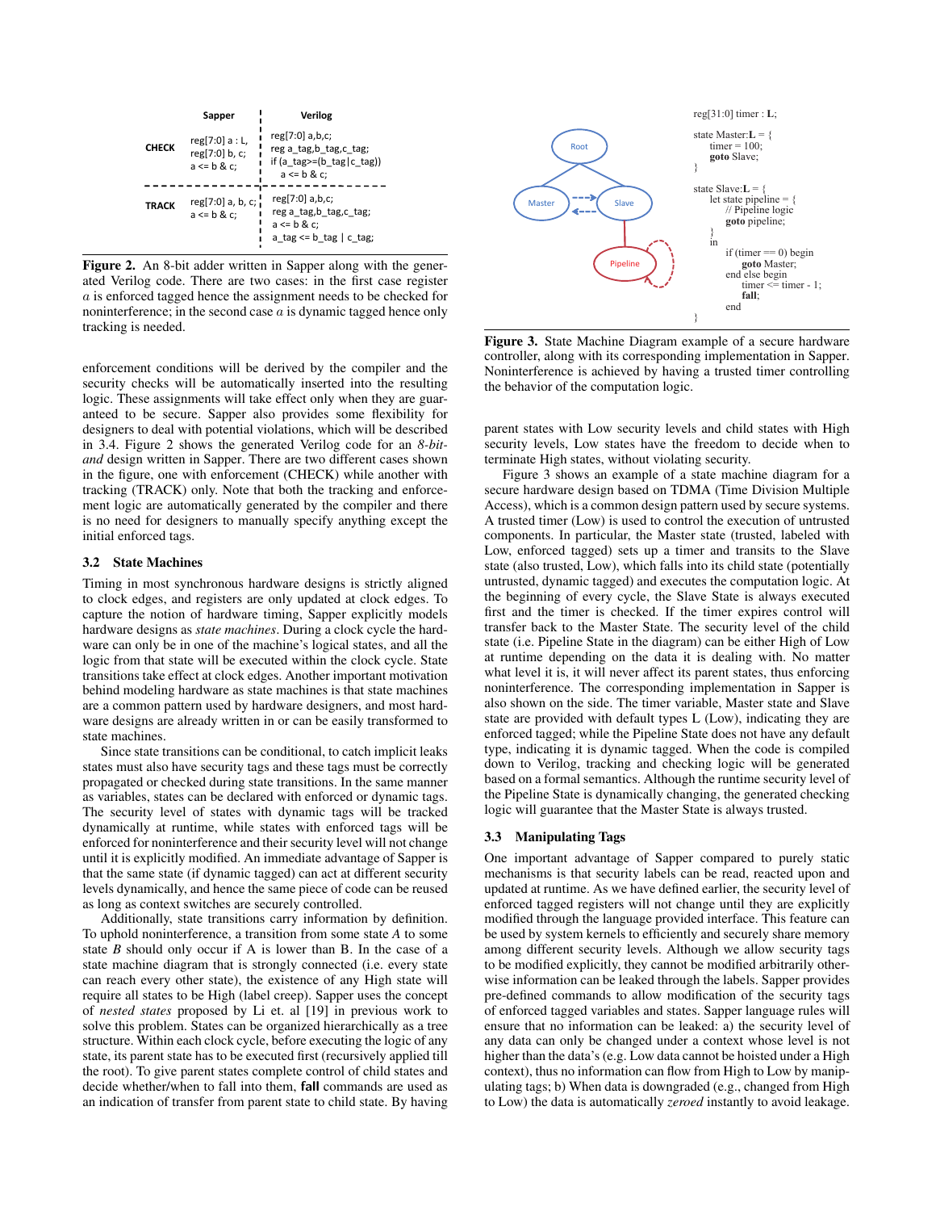| | Sapper | Verilog |
|---|---|---|
| CHECK | reg[7:0] a : L, reg[7:0] b, c; a <= b & c; | reg[7:0] a,b,c; reg a_tag,b_tag,c_tag; if (a_tag>=(b_tag\|c_tag)) a <= b & c; |
| TRACK | reg[7:0] a, b, c; a <= b & c; | reg[7:0] a,b,c; reg a_tag,b_tag,c_tag; a <= b & c; a_tag <= b_tag \| c_tag; |

**Figure 2.** An 8-bit adder written in Sapper along with the generated Verilog code. There are two cases: in the first case register $a$ is enforced tagged hence the assignment needs to be checked for noninterference; in the second case $a$ is dynamic tagged hence only tracking is needed.

enforcement conditions will be derived by the compiler and the security checks will be automatically inserted into the resulting logic. These assignments will take effect only when they are guaranteed to be secure. Sapper also provides some flexibility for designers to deal with potential violations, which will be described in 3.4. Figure 2 shows the generated Verilog code for an *8-bit-and* design written in Sapper. There are two different cases shown in the figure, one with enforcement (CHECK) while another with tracking (TRACK) only. Note that both the tracking and enforcement logic are automatically generated by the compiler and there is no need for designers to manually specify anything except the initial enforced tags.

### 3.2 State Machines

Timing in most synchronous hardware designs is strictly aligned to clock edges, and registers are only updated at clock edges. To capture the notion of hardware timing, Sapper explicitly models hardware designs as *state machines*. During a clock cycle the hardware can only be in one of the machine's logical states, and all the logic from that state will be executed within the clock cycle. State transitions take effect at clock edges. Another important motivation behind modeling hardware as state machines is that state machines are a common pattern used by hardware designers, and most hardware designs are already written in or can be easily transformed to state machines.

Since state transitions can be conditional, to catch implicit leaks states must also have security tags and these tags must be correctly propagated or checked during state transitions. In the same manner as variables, states can be declared with enforced or dynamic tags. The security level of states with dynamic tags will be tracked dynamically at runtime, while states with enforced tags will be enforced for noninterference and their security level will not change until it is explicitly modified. An immediate advantage of Sapper is that the same state (if dynamic tagged) can act at different security levels dynamically, and hence the same piece of code can be reused as long as context switches are securely controlled.

Additionally, state transitions carry information by definition. To uphold noninterference, a transition from some state *A* to some state *B* should only occur if A is lower than B. In the case of a state machine diagram that is strongly connected (i.e. every state can reach every other state), the existence of any High state will require all states to be High (label creep). Sapper uses the concept of *nested states* proposed by Li et. al [19] in previous work to solve this problem. States can be organized hierarchically as a tree structure. Within each clock cycle, before executing the logic of any state, its parent state has to be executed first (recursively applied till the root). To give parent states complete control of child states and decide whether/when to fall into them, **fall** commands are used as an indication of transfer from parent state to child state. By having

Root
Master
Slave
Pipeline

```
reg[31:0] timer : L;

state Master:L = {
    timer = 100;
    goto Slave;
}

state Slave:L = {
    let state pipeline = {
        // Pipeline logic
        goto pipeline;
    }
    in
        if (timer == 0) begin
            goto Master;
        end else begin
            timer <= timer - 1;
            fall;
        end
}
```

**Figure 3.** State Machine Diagram example of a secure hardware controller, along with its corresponding implementation in Sapper. Noninterference is achieved by having a trusted timer controlling the behavior of the computation logic.

parent states with Low security levels and child states with High security levels, Low states have the freedom to decide when to terminate High states, without violating security.

Figure 3 shows an example of a state machine diagram for a secure hardware design based on TDMA (Time Division Multiple Access), which is a common design pattern used by secure systems. A trusted timer (Low) is used to control the execution of untrusted components. In particular, the Master state (trusted, labeled with Low, enforced tagged) sets up a timer and transits to the Slave state (also trusted, Low), which falls into its child state (potentially untrusted, dynamic tagged) and executes the computation logic. At the beginning of every cycle, the Slave State is always executed first and the timer is checked. If the timer expires control will transfer back to the Master State. The security level of the child state (i.e. Pipeline State in the diagram) can be either High of Low at runtime depending on the data it is dealing with. No matter what level it is, it will never affect its parent states, thus enforcing noninterference. The corresponding implementation in Sapper is also shown on the side. The timer variable, Master state and Slave state are provided with default types L (Low), indicating they are enforced tagged; while the Pipeline State does not have any default type, indicating it is dynamic tagged. When the code is compiled down to Verilog, tracking and checking logic will be generated based on a formal semantics. Although the runtime security level of the Pipeline State is dynamically changing, the generated checking logic will guarantee that the Master State is always trusted.

### 3.3 Manipulating Tags

One important advantage of Sapper compared to purely static mechanisms is that security labels can be read, reacted upon and updated at runtime. As we have defined earlier, the security level of enforced tagged registers will not change until they are explicitly modified through the language provided interface. This feature can be used by system kernels to efficiently and securely share memory among different security levels. Although we allow security tags to be modified explicitly, they cannot be modified arbitrarily otherwise information can be leaked through the labels. Sapper provides pre-defined commands to allow modification of the security tags of enforced tagged variables and states. Sapper language rules will ensure that no information can be leaked: a) the security level of any data can only be changed under a context whose level is not higher than the data's (e.g. Low data cannot be hoisted under a High context), thus no information can flow from High to Low by manipulating tags; b) When data is downgraded (e.g., changed from High to Low) the data is automatically *zeroed* instantly to avoid leakage.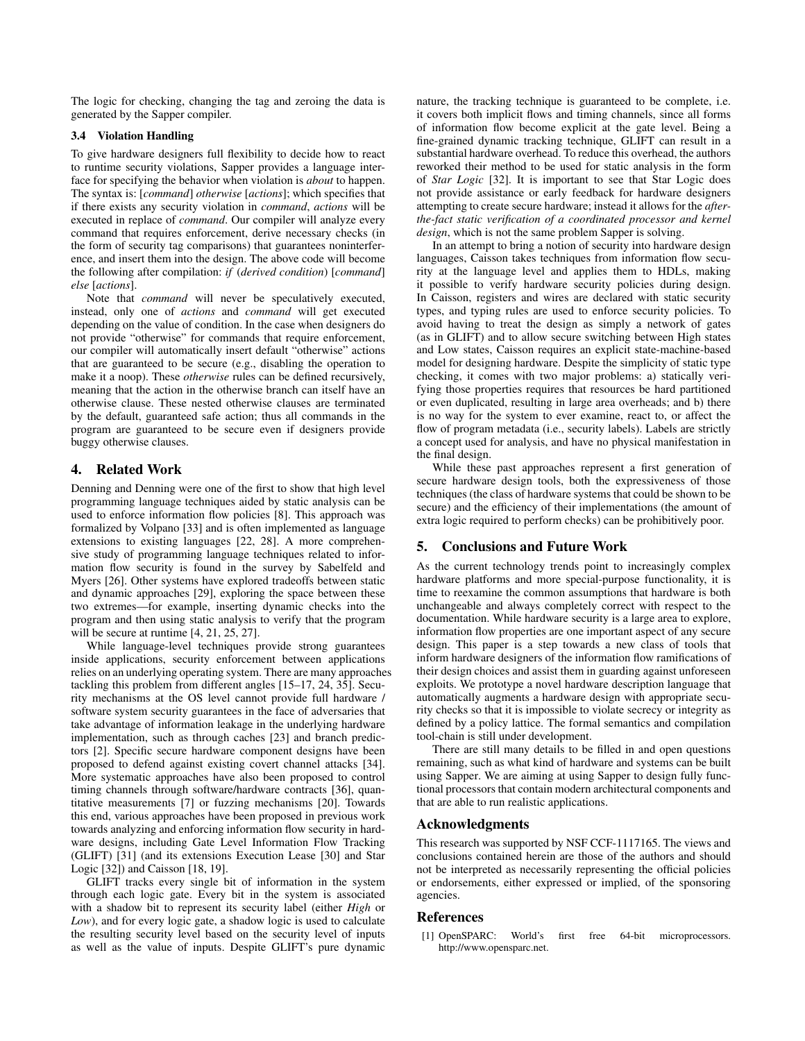The logic for checking, changing the tag and zeroing the data is generated by the Sapper compiler.

### 3.4 Violation Handling

To give hardware designers full flexibility to decide how to react to runtime security violations, Sapper provides a language interface for specifying the behavior when violation is *about* to happen. The syntax is: [*command*] *otherwise* [*actions*]; which specifies that if there exists any security violation in *command*, *actions* will be executed in replace of *command*. Our compiler will analyze every command that requires enforcement, derive necessary checks (in the form of security tag comparisons) that guarantees noninterference, and insert them into the design. The above code will become the following after compilation: *if* (*derived condition*) [*command*] *else* [*actions*].

Note that *command* will never be speculatively executed, instead, only one of *actions* and *command* will get executed depending on the value of condition. In the case when designers do not provide "otherwise" for commands that require enforcement, our compiler will automatically insert default "otherwise" actions that are guaranteed to be secure (e.g., disabling the operation to make it a noop). These *otherwise* rules can be defined recursively, meaning that the action in the otherwise branch can itself have an otherwise clause. These nested otherwise clauses are terminated by the default, guaranteed safe action; thus all commands in the program are guaranteed to be secure even if designers provide buggy otherwise clauses.

## 4. Related Work

Denning and Denning were one of the first to show that high level programming language techniques aided by static analysis can be used to enforce information flow policies [8]. This approach was formalized by Volpano [33] and is often implemented as language extensions to existing languages [22, 28]. A more comprehensive study of programming language techniques related to information flow security is found in the survey by Sabelfeld and Myers [26]. Other systems have explored tradeoffs between static and dynamic approaches [29], exploring the space between these two extremes—for example, inserting dynamic checks into the program and then using static analysis to verify that the program will be secure at runtime [4, 21, 25, 27].

While language-level techniques provide strong guarantees inside applications, security enforcement between applications relies on an underlying operating system. There are many approaches tackling this problem from different angles [15–17, 24, 35]. Security mechanisms at the OS level cannot provide full hardware / software system security guarantees in the face of adversaries that take advantage of information leakage in the underlying hardware implementation, such as through caches [23] and branch predictors [2]. Specific secure hardware component designs have been proposed to defend against existing covert channel attacks [34]. More systematic approaches have also been proposed to control timing channels through software/hardware contracts [36], quantitative measurements [7] or fuzzing mechanisms [20]. Towards this end, various approaches have been proposed in previous work towards analyzing and enforcing information flow security in hardware designs, including Gate Level Information Flow Tracking (GLIFT) [31] (and its extensions Execution Lease [30] and Star Logic [32]) and Caisson [18, 19].

GLIFT tracks every single bit of information in the system through each logic gate. Every bit in the system is associated with a shadow bit to represent its security label (either *High* or *Low*), and for every logic gate, a shadow logic is used to calculate the resulting security level based on the security level of inputs as well as the value of inputs. Despite GLIFT's pure dynamic nature, the tracking technique is guaranteed to be complete, i.e. it covers both implicit flows and timing channels, since all forms of information flow become explicit at the gate level. Being a fine-grained dynamic tracking technique, GLIFT can result in a substantial hardware overhead. To reduce this overhead, the authors reworked their method to be used for static analysis in the form of *Star Logic* [32]. It is important to see that Star Logic does not provide assistance or early feedback for hardware designers attempting to create secure hardware; instead it allows for the *after-the-fact static verification of a coordinated processor and kernel design*, which is not the same problem Sapper is solving.

In an attempt to bring a notion of security into hardware design languages, Caisson takes techniques from information flow security at the language level and applies them to HDLs, making it possible to verify hardware security policies during design. In Caisson, registers and wires are declared with static security types, and typing rules are used to enforce security policies. To avoid having to treat the design as simply a network of gates (as in GLIFT) and to allow secure switching between High states and Low states, Caisson requires an explicit state-machine-based model for designing hardware. Despite the simplicity of static type checking, it comes with two major problems: a) statically verifying those properties requires that resources be hard partitioned or even duplicated, resulting in large area overheads; and b) there is no way for the system to ever examine, react to, or affect the flow of program metadata (i.e., security labels). Labels are strictly a concept used for analysis, and have no physical manifestation in the final design.

While these past approaches represent a first generation of secure hardware design tools, both the expressiveness of those techniques (the class of hardware systems that could be shown to be secure) and the efficiency of their implementations (the amount of extra logic required to perform checks) can be prohibitively poor.

## 5. Conclusions and Future Work

As the current technology trends point to increasingly complex hardware platforms and more special-purpose functionality, it is time to reexamine the common assumptions that hardware is both unchangeable and always completely correct with respect to the documentation. While hardware security is a large area to explore, information flow properties are one important aspect of any secure design. This paper is a step towards a new class of tools that inform hardware designers of the information flow ramifications of their design choices and assist them in guarding against unforeseen exploits. We prototype a novel hardware description language that automatically augments a hardware design with appropriate security checks so that it is impossible to violate secrecy or integrity as defined by a policy lattice. The formal semantics and compilation tool-chain is still under development.

There are still many details to be filled in and open questions remaining, such as what kind of hardware and systems can be built using Sapper. We are aiming at using Sapper to design fully functional processors that contain modern architectural components and that are able to run realistic applications.

## Acknowledgments

This research was supported by NSF CCF-1117165. The views and conclusions contained herein are those of the authors and should not be interpreted as necessarily representing the official policies or endorsements, either expressed or implied, of the sponsoring agencies.

## References

[1] OpenSPARC: World's first free 64-bit microprocessors. http://www.opensparc.net.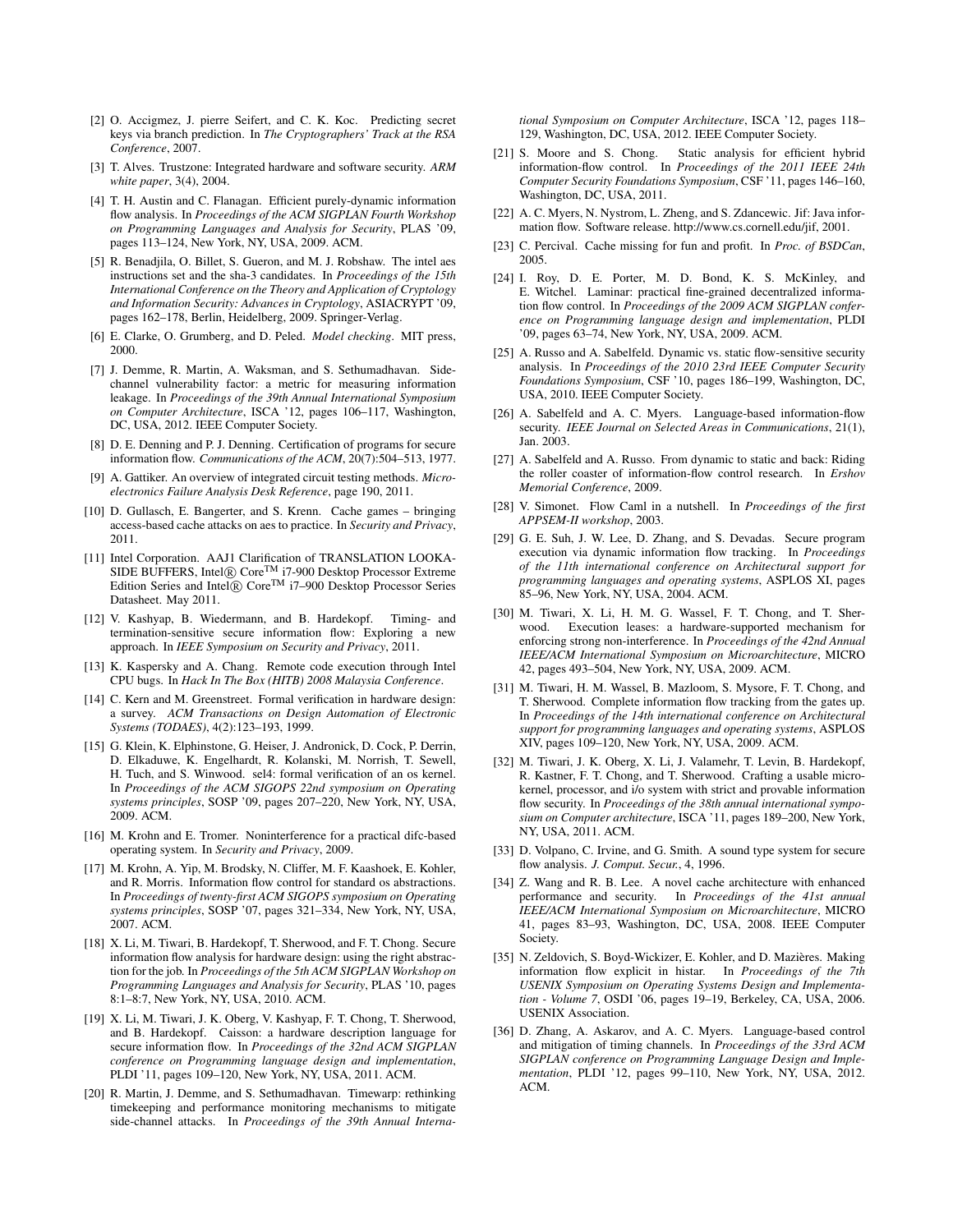[2] O. Accigmez, J. pierre Seifert, and C. K. Koc. Predicting secret keys via branch prediction. In *The Cryptographers' Track at the RSA Conference*, 2007.

[3] T. Alves. Trustzone: Integrated hardware and software security. *ARM white paper*, 3(4), 2004.

[4] T. H. Austin and C. Flanagan. Efficient purely-dynamic information flow analysis. In *Proceedings of the ACM SIGPLAN Fourth Workshop on Programming Languages and Analysis for Security*, PLAS '09, pages 113–124, New York, NY, USA, 2009. ACM.

[5] R. Benadjila, O. Billet, S. Gueron, and M. J. Robshaw. The intel aes instructions set and the sha-3 candidates. In *Proceedings of the 15th International Conference on the Theory and Application of Cryptology and Information Security: Advances in Cryptology*, ASIACRYPT '09, pages 162–178, Berlin, Heidelberg, 2009. Springer-Verlag.

[6] E. Clarke, O. Grumberg, and D. Peled. *Model checking*. MIT press, 2000.

[7] J. Demme, R. Martin, A. Waksman, and S. Sethumadhavan. Side-channel vulnerability factor: a metric for measuring information leakage. In *Proceedings of the 39th Annual International Symposium on Computer Architecture*, ISCA '12, pages 106–117, Washington, DC, USA, 2012. IEEE Computer Society.

[8] D. E. Denning and P. J. Denning. Certification of programs for secure information flow. *Communications of the ACM*, 20(7):504–513, 1977.

[9] A. Gattiker. An overview of integrated circuit testing methods. *Microelectronics Failure Analysis Desk Reference*, page 190, 2011.

[10] D. Gullasch, E. Bangerter, and S. Krenn. Cache games – bringing access-based cache attacks on aes to practice. In *Security and Privacy*, 2011.

[11] Intel Corporation. AAJ1 Clarification of TRANSLATION LOOKASIDE BUFFERS, Intel® Core™ i7-900 Desktop Processor Extreme Edition Series and Intel® Core™ i7–900 Desktop Processor Series Datasheet. May 2011.

[12] V. Kashyap, B. Wiedermann, and B. Hardekopf. Timing- and termination-sensitive secure information flow: Exploring a new approach. In *IEEE Symposium on Security and Privacy*, 2011.

[13] K. Kaspersky and A. Chang. Remote code execution through Intel CPU bugs. In *Hack In The Box (HITB) 2008 Malaysia Conference*.

[14] C. Kern and M. Greenstreet. Formal verification in hardware design: a survey. *ACM Transactions on Design Automation of Electronic Systems (TODAES)*, 4(2):123–193, 1999.

[15] G. Klein, K. Elphinstone, G. Heiser, J. Andronick, D. Cock, P. Derrin, D. Elkaduwe, K. Engelhardt, R. Kolanski, M. Norrish, T. Sewell, H. Tuch, and S. Winwood. sel4: formal verification of an os kernel. In *Proceedings of the ACM SIGOPS 22nd symposium on Operating systems principles*, SOSP '09, pages 207–220, New York, NY, USA, 2009. ACM.

[16] M. Krohn and E. Tromer. Noninterference for a practical difc-based operating system. In *Security and Privacy*, 2009.

[17] M. Krohn, A. Yip, M. Brodsky, N. Cliffer, M. F. Kaashoek, E. Kohler, and R. Morris. Information flow control for standard os abstractions. In *Proceedings of twenty-first ACM SIGOPS symposium on Operating systems principles*, SOSP '07, pages 321–334, New York, NY, USA, 2007. ACM.

[18] X. Li, M. Tiwari, B. Hardekopf, T. Sherwood, and F. T. Chong. Secure information flow analysis for hardware design: using the right abstraction for the job. In *Proceedings of the 5th ACM SIGPLAN Workshop on Programming Languages and Analysis for Security*, PLAS '10, pages 8:1–8:7, New York, NY, USA, 2010. ACM.

[19] X. Li, M. Tiwari, J. K. Oberg, V. Kashyap, F. T. Chong, T. Sherwood, and B. Hardekopf. Caisson: a hardware description language for secure information flow. In *Proceedings of the 32nd ACM SIGPLAN conference on Programming language design and implementation*, PLDI '11, pages 109–120, New York, NY, USA, 2011. ACM.

[20] R. Martin, J. Demme, and S. Sethumadhavan. Timewarp: rethinking timekeeping and performance monitoring mechanisms to mitigate side-channel attacks. In *Proceedings of the 39th Annual International Symposium on Computer Architecture*, ISCA '12, pages 118–129, Washington, DC, USA, 2012. IEEE Computer Society.

[21] S. Moore and S. Chong. Static analysis for efficient hybrid information-flow control. In *Proceedings of the 2011 IEEE 24th Computer Security Foundations Symposium*, CSF '11, pages 146–160, Washington, DC, USA, 2011.

[22] A. C. Myers, N. Nystrom, L. Zheng, and S. Zdancewic. Jif: Java information flow. Software release. http://www.cs.cornell.edu/jif, 2001.

[23] C. Percival. Cache missing for fun and profit. In *Proc. of BSDCan*, 2005.

[24] I. Roy, D. E. Porter, M. D. Bond, K. S. McKinley, and E. Witchel. Laminar: practical fine-grained decentralized information flow control. In *Proceedings of the 2009 ACM SIGPLAN conference on Programming language design and implementation*, PLDI '09, pages 63–74, New York, NY, USA, 2009. ACM.

[25] A. Russo and A. Sabelfeld. Dynamic vs. static flow-sensitive security analysis. In *Proceedings of the 2010 23rd IEEE Computer Security Foundations Symposium*, CSF '10, pages 186–199, Washington, DC, USA, 2010. IEEE Computer Society.

[26] A. Sabelfeld and A. C. Myers. Language-based information-flow security. *IEEE Journal on Selected Areas in Communications*, 21(1), Jan. 2003.

[27] A. Sabelfeld and A. Russo. From dynamic to static and back: Riding the roller coaster of information-flow control research. In *Ershov Memorial Conference*, 2009.

[28] V. Simonet. Flow Caml in a nutshell. In *Proceedings of the first APPSEM-II workshop*, 2003.

[29] G. E. Suh, J. W. Lee, D. Zhang, and S. Devadas. Secure program execution via dynamic information flow tracking. In *Proceedings of the 11th international conference on Architectural support for programming languages and operating systems*, ASPLOS XI, pages 85–96, New York, NY, USA, 2004. ACM.

[30] M. Tiwari, X. Li, H. M. G. Wassel, F. T. Chong, and T. Sherwood. Execution leases: a hardware-supported mechanism for enforcing strong non-interference. In *Proceedings of the 42nd Annual IEEE/ACM International Symposium on Microarchitecture*, MICRO 42, pages 493–504, New York, NY, USA, 2009. ACM.

[31] M. Tiwari, H. M. Wassel, B. Mazloom, S. Mysore, F. T. Chong, and T. Sherwood. Complete information flow tracking from the gates up. In *Proceedings of the 14th international conference on Architectural support for programming languages and operating systems*, ASPLOS XIV, pages 109–120, New York, NY, USA, 2009. ACM.

[32] M. Tiwari, J. K. Oberg, X. Li, J. Valamehr, T. Levin, B. Hardekopf, R. Kastner, F. T. Chong, and T. Sherwood. Crafting a usable microkernel, processor, and i/o system with strict and provable information flow security. In *Proceedings of the 38th annual international symposium on Computer architecture*, ISCA '11, pages 189–200, New York, NY, USA, 2011. ACM.

[33] D. Volpano, C. Irvine, and G. Smith. A sound type system for secure flow analysis. *J. Comput. Secur.*, 4, 1996.

[34] Z. Wang and R. B. Lee. A novel cache architecture with enhanced performance and security. In *Proceedings of the 41st annual IEEE/ACM International Symposium on Microarchitecture*, MICRO 41, pages 83–93, Washington, DC, USA, 2008. IEEE Computer Society.

[35] N. Zeldovich, S. Boyd-Wickizer, E. Kohler, and D. Mazières. Making information flow explicit in histar. In *Proceedings of the 7th USENIX Symposium on Operating Systems Design and Implementation - Volume 7*, OSDI '06, pages 19–19, Berkeley, CA, USA, 2006. USENIX Association.

[36] D. Zhang, A. Askarov, and A. C. Myers. Language-based control and mitigation of timing channels. In *Proceedings of the 33rd ACM SIGPLAN conference on Programming Language Design and Implementation*, PLDI '12, pages 99–110, New York, NY, USA, 2012. ACM.